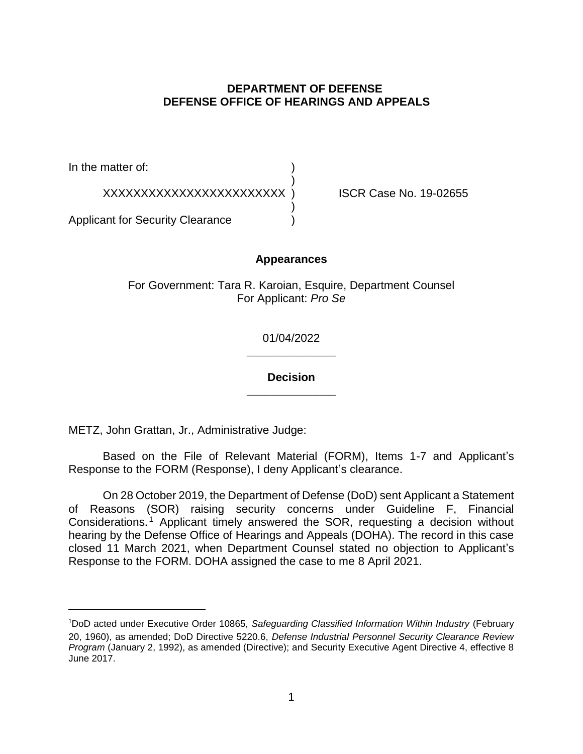**DEPARTMENT OF DEFENSE**
**DEFENSE OFFICE OF HEARINGS AND APPEALS**

In the matter of: )
 )
XXXXXXXXXXXXXXXXXXXXXXX ) ISCR Case No. 19-02655
 )
Applicant for Security Clearance )

**Appearances**

For Government: Tara R. Karoian, Esquire, Department Counsel
For Applicant: *Pro Se*

01/04/2022

______________

**Decision**

______________

METZ, John Grattan, Jr., Administrative Judge:

Based on the File of Relevant Material (FORM), Items 1-7 and Applicant's Response to the FORM (Response), I deny Applicant's clearance.

On 28 October 2019, the Department of Defense (DoD) sent Applicant a Statement of Reasons (SOR) raising security concerns under Guideline F, Financial Considerations.[1] Applicant timely answered the SOR, requesting a decision without hearing by the Defense Office of Hearings and Appeals (DOHA). The record in this case closed 11 March 2021, when Department Counsel stated no objection to Applicant's Response to the FORM. DOHA assigned the case to me 8 April 2021.

[1] DoD acted under Executive Order 10865, *Safeguarding Classified Information Within Industry* (February 20, 1960), as amended; DoD Directive 5220.6, *Defense Industrial Personnel Security Clearance Review Program* (January 2, 1992), as amended (Directive); and Security Executive Agent Directive 4, effective 8 June 2017.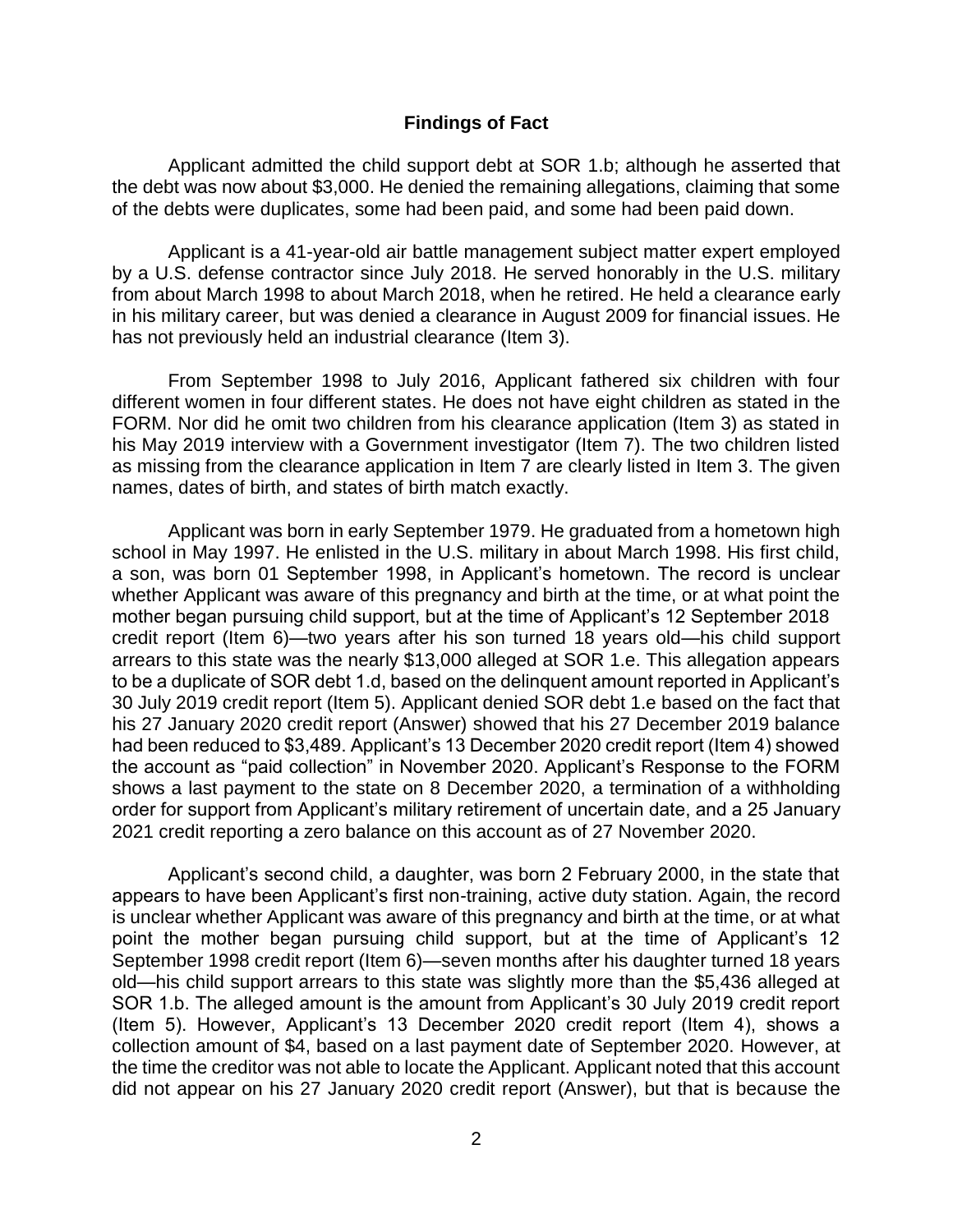## Findings of Fact

Applicant admitted the child support debt at SOR 1.b; although he asserted that the debt was now about $3,000. He denied the remaining allegations, claiming that some of the debts were duplicates, some had been paid, and some had been paid down.

Applicant is a 41-year-old air battle management subject matter expert employed by a U.S. defense contractor since July 2018. He served honorably in the U.S. military from about March 1998 to about March 2018, when he retired. He held a clearance early in his military career, but was denied a clearance in August 2009 for financial issues. He has not previously held an industrial clearance (Item 3).

From September 1998 to July 2016, Applicant fathered six children with four different women in four different states. He does not have eight children as stated in the FORM. Nor did he omit two children from his clearance application (Item 3) as stated in his May 2019 interview with a Government investigator (Item 7). The two children listed as missing from the clearance application in Item 7 are clearly listed in Item 3. The given names, dates of birth, and states of birth match exactly.

Applicant was born in early September 1979. He graduated from a hometown high school in May 1997. He enlisted in the U.S. military in about March 1998. His first child, a son, was born 01 September 1998, in Applicant's hometown. The record is unclear whether Applicant was aware of this pregnancy and birth at the time, or at what point the mother began pursuing child support, but at the time of Applicant's 12 September 2018 credit report (Item 6)—two years after his son turned 18 years old—his child support arrears to this state was the nearly $13,000 alleged at SOR 1.e. This allegation appears to be a duplicate of SOR debt 1.d, based on the delinquent amount reported in Applicant's 30 July 2019 credit report (Item 5). Applicant denied SOR debt 1.e based on the fact that his 27 January 2020 credit report (Answer) showed that his 27 December 2019 balance had been reduced to $3,489. Applicant's 13 December 2020 credit report (Item 4) showed the account as "paid collection" in November 2020. Applicant's Response to the FORM shows a last payment to the state on 8 December 2020, a termination of a withholding order for support from Applicant's military retirement of uncertain date, and a 25 January 2021 credit reporting a zero balance on this account as of 27 November 2020.

Applicant's second child, a daughter, was born 2 February 2000, in the state that appears to have been Applicant's first non-training, active duty station. Again, the record is unclear whether Applicant was aware of this pregnancy and birth at the time, or at what point the mother began pursuing child support, but at the time of Applicant's 12 September 1998 credit report (Item 6)—seven months after his daughter turned 18 years old—his child support arrears to this state was slightly more than the $5,436 alleged at SOR 1.b. The alleged amount is the amount from Applicant's 30 July 2019 credit report (Item 5). However, Applicant's 13 December 2020 credit report (Item 4), shows a collection amount of $4, based on a last payment date of September 2020. However, at the time the creditor was not able to locate the Applicant. Applicant noted that this account did not appear on his 27 January 2020 credit report (Answer), but that is because the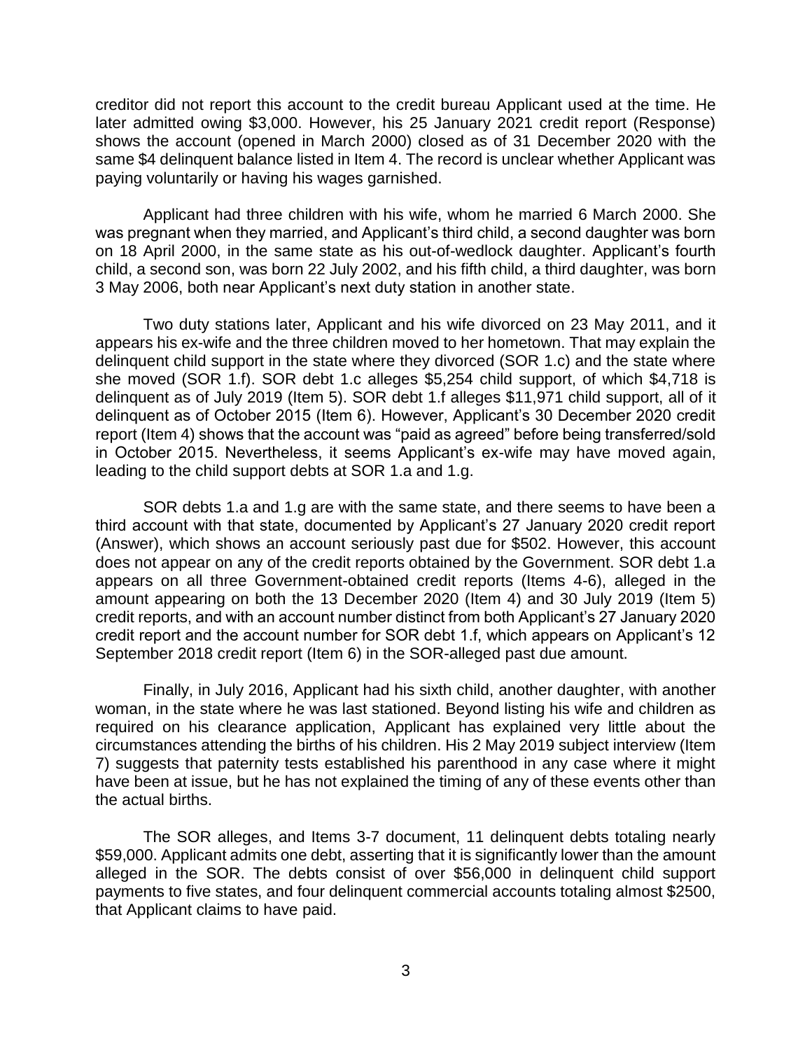creditor did not report this account to the credit bureau Applicant used at the time. He later admitted owing $3,000. However, his 25 January 2021 credit report (Response) shows the account (opened in March 2000) closed as of 31 December 2020 with the same $4 delinquent balance listed in Item 4. The record is unclear whether Applicant was paying voluntarily or having his wages garnished.

Applicant had three children with his wife, whom he married 6 March 2000. She was pregnant when they married, and Applicant's third child, a second daughter was born on 18 April 2000, in the same state as his out-of-wedlock daughter. Applicant's fourth child, a second son, was born 22 July 2002, and his fifth child, a third daughter, was born 3 May 2006, both near Applicant's next duty station in another state.

Two duty stations later, Applicant and his wife divorced on 23 May 2011, and it appears his ex-wife and the three children moved to her hometown. That may explain the delinquent child support in the state where they divorced (SOR 1.c) and the state where she moved (SOR 1.f). SOR debt 1.c alleges $5,254 child support, of which $4,718 is delinquent as of July 2019 (Item 5). SOR debt 1.f alleges $11,971 child support, all of it delinquent as of October 2015 (Item 6). However, Applicant's 30 December 2020 credit report (Item 4) shows that the account was "paid as agreed" before being transferred/sold in October 2015. Nevertheless, it seems Applicant's ex-wife may have moved again, leading to the child support debts at SOR 1.a and 1.g.

SOR debts 1.a and 1.g are with the same state, and there seems to have been a third account with that state, documented by Applicant's 27 January 2020 credit report (Answer), which shows an account seriously past due for $502. However, this account does not appear on any of the credit reports obtained by the Government. SOR debt 1.a appears on all three Government-obtained credit reports (Items 4-6), alleged in the amount appearing on both the 13 December 2020 (Item 4) and 30 July 2019 (Item 5) credit reports, and with an account number distinct from both Applicant's 27 January 2020 credit report and the account number for SOR debt 1.f, which appears on Applicant's 12 September 2018 credit report (Item 6) in the SOR-alleged past due amount.

Finally, in July 2016, Applicant had his sixth child, another daughter, with another woman, in the state where he was last stationed. Beyond listing his wife and children as required on his clearance application, Applicant has explained very little about the circumstances attending the births of his children. His 2 May 2019 subject interview (Item 7) suggests that paternity tests established his parenthood in any case where it might have been at issue, but he has not explained the timing of any of these events other than the actual births.

The SOR alleges, and Items 3-7 document, 11 delinquent debts totaling nearly $59,000. Applicant admits one debt, asserting that it is significantly lower than the amount alleged in the SOR. The debts consist of over $56,000 in delinquent child support payments to five states, and four delinquent commercial accounts totaling almost $2500, that Applicant claims to have paid.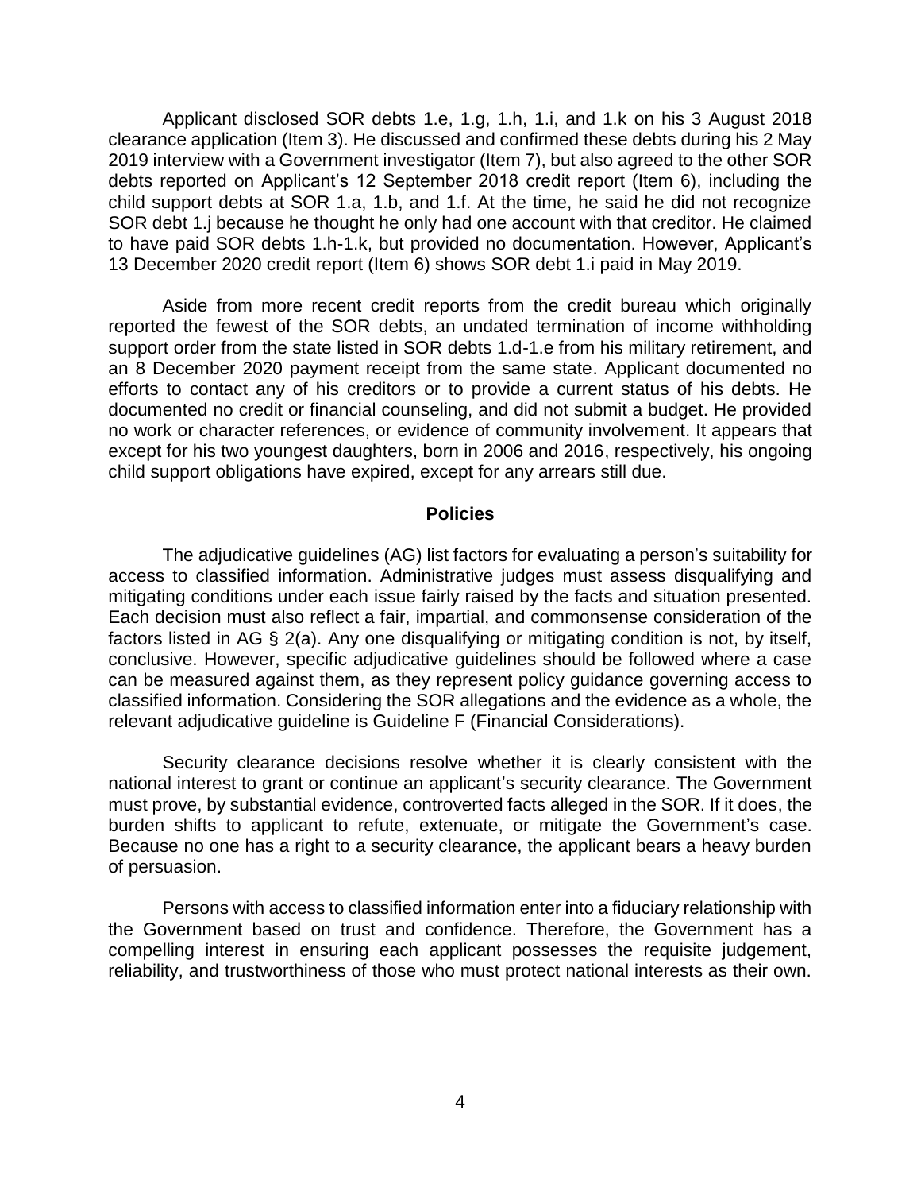Applicant disclosed SOR debts 1.e, 1.g, 1.h, 1.i, and 1.k on his 3 August 2018 clearance application (Item 3). He discussed and confirmed these debts during his 2 May 2019 interview with a Government investigator (Item 7), but also agreed to the other SOR debts reported on Applicant's 12 September 2018 credit report (Item 6), including the child support debts at SOR 1.a, 1.b, and 1.f. At the time, he said he did not recognize SOR debt 1.j because he thought he only had one account with that creditor. He claimed to have paid SOR debts 1.h-1.k, but provided no documentation. However, Applicant's 13 December 2020 credit report (Item 6) shows SOR debt 1.i paid in May 2019.

Aside from more recent credit reports from the credit bureau which originally reported the fewest of the SOR debts, an undated termination of income withholding support order from the state listed in SOR debts 1.d-1.e from his military retirement, and an 8 December 2020 payment receipt from the same state. Applicant documented no efforts to contact any of his creditors or to provide a current status of his debts. He documented no credit or financial counseling, and did not submit a budget. He provided no work or character references, or evidence of community involvement. It appears that except for his two youngest daughters, born in 2006 and 2016, respectively, his ongoing child support obligations have expired, except for any arrears still due.

## Policies

The adjudicative guidelines (AG) list factors for evaluating a person's suitability for access to classified information. Administrative judges must assess disqualifying and mitigating conditions under each issue fairly raised by the facts and situation presented. Each decision must also reflect a fair, impartial, and commonsense consideration of the factors listed in AG § 2(a). Any one disqualifying or mitigating condition is not, by itself, conclusive. However, specific adjudicative guidelines should be followed where a case can be measured against them, as they represent policy guidance governing access to classified information. Considering the SOR allegations and the evidence as a whole, the relevant adjudicative guideline is Guideline F (Financial Considerations).

Security clearance decisions resolve whether it is clearly consistent with the national interest to grant or continue an applicant's security clearance. The Government must prove, by substantial evidence, controverted facts alleged in the SOR. If it does, the burden shifts to applicant to refute, extenuate, or mitigate the Government's case. Because no one has a right to a security clearance, the applicant bears a heavy burden of persuasion.

Persons with access to classified information enter into a fiduciary relationship with the Government based on trust and confidence. Therefore, the Government has a compelling interest in ensuring each applicant possesses the requisite judgement, reliability, and trustworthiness of those who must protect national interests as their own.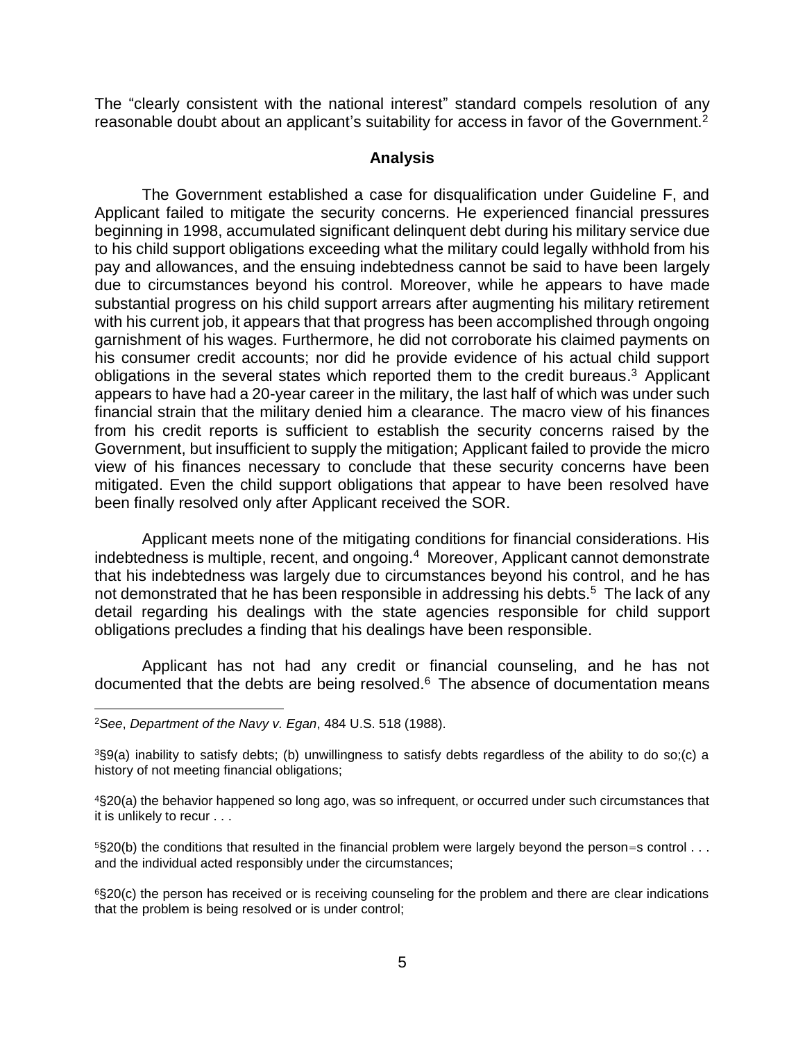The "clearly consistent with the national interest" standard compels resolution of any reasonable doubt about an applicant's suitability for access in favor of the Government.[2]

## Analysis

The Government established a case for disqualification under Guideline F, and Applicant failed to mitigate the security concerns. He experienced financial pressures beginning in 1998, accumulated significant delinquent debt during his military service due to his child support obligations exceeding what the military could legally withhold from his pay and allowances, and the ensuing indebtedness cannot be said to have been largely due to circumstances beyond his control. Moreover, while he appears to have made substantial progress on his child support arrears after augmenting his military retirement with his current job, it appears that that progress has been accomplished through ongoing garnishment of his wages. Furthermore, he did not corroborate his claimed payments on his consumer credit accounts; nor did he provide evidence of his actual child support obligations in the several states which reported them to the credit bureaus.[3] Applicant appears to have had a 20-year career in the military, the last half of which was under such financial strain that the military denied him a clearance. The macro view of his finances from his credit reports is sufficient to establish the security concerns raised by the Government, but insufficient to supply the mitigation; Applicant failed to provide the micro view of his finances necessary to conclude that these security concerns have been mitigated. Even the child support obligations that appear to have been resolved have been finally resolved only after Applicant received the SOR.

Applicant meets none of the mitigating conditions for financial considerations. His indebtedness is multiple, recent, and ongoing.[4] Moreover, Applicant cannot demonstrate that his indebtedness was largely due to circumstances beyond his control, and he has not demonstrated that he has been responsible in addressing his debts.[5] The lack of any detail regarding his dealings with the state agencies responsible for child support obligations precludes a finding that his dealings have been responsible.

Applicant has not had any credit or financial counseling, and he has not documented that the debts are being resolved.[6] The absence of documentation means

---

[2]*See*, *Department of the Navy v. Egan*, 484 U.S. 518 (1988).

[3]§9(a) inability to satisfy debts; (b) unwillingness to satisfy debts regardless of the ability to do so;(c) a history of not meeting financial obligations;

[4]§20(a) the behavior happened so long ago, was so infrequent, or occurred under such circumstances that it is unlikely to recur . . .

[5]§20(b) the conditions that resulted in the financial problem were largely beyond the person=s control . . . and the individual acted responsibly under the circumstances;

[6]§20(c) the person has received or is receiving counseling for the problem and there are clear indications that the problem is being resolved or is under control;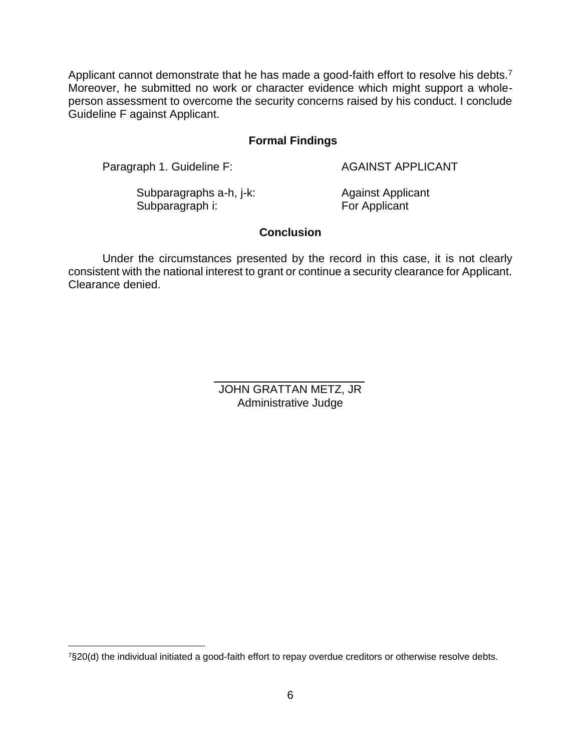Applicant cannot demonstrate that he has made a good-faith effort to resolve his debts.[7] Moreover, he submitted no work or character evidence which might support a whole-person assessment to overcome the security concerns raised by his conduct. I conclude Guideline F against Applicant.

## Formal Findings

| | |
|---|---|
| Paragraph 1. Guideline F: | AGAINST APPLICANT |
| Subparagraphs a-h, j-k: | Against Applicant |
| Subparagraph i: | For Applicant |

## Conclusion

Under the circumstances presented by the record in this case, it is not clearly consistent with the national interest to grant or continue a security clearance for Applicant. Clearance denied.

JOHN GRATTAN METZ, JR
Administrative Judge

---

[7] §20(d) the individual initiated a good-faith effort to repay overdue creditors or otherwise resolve debts.